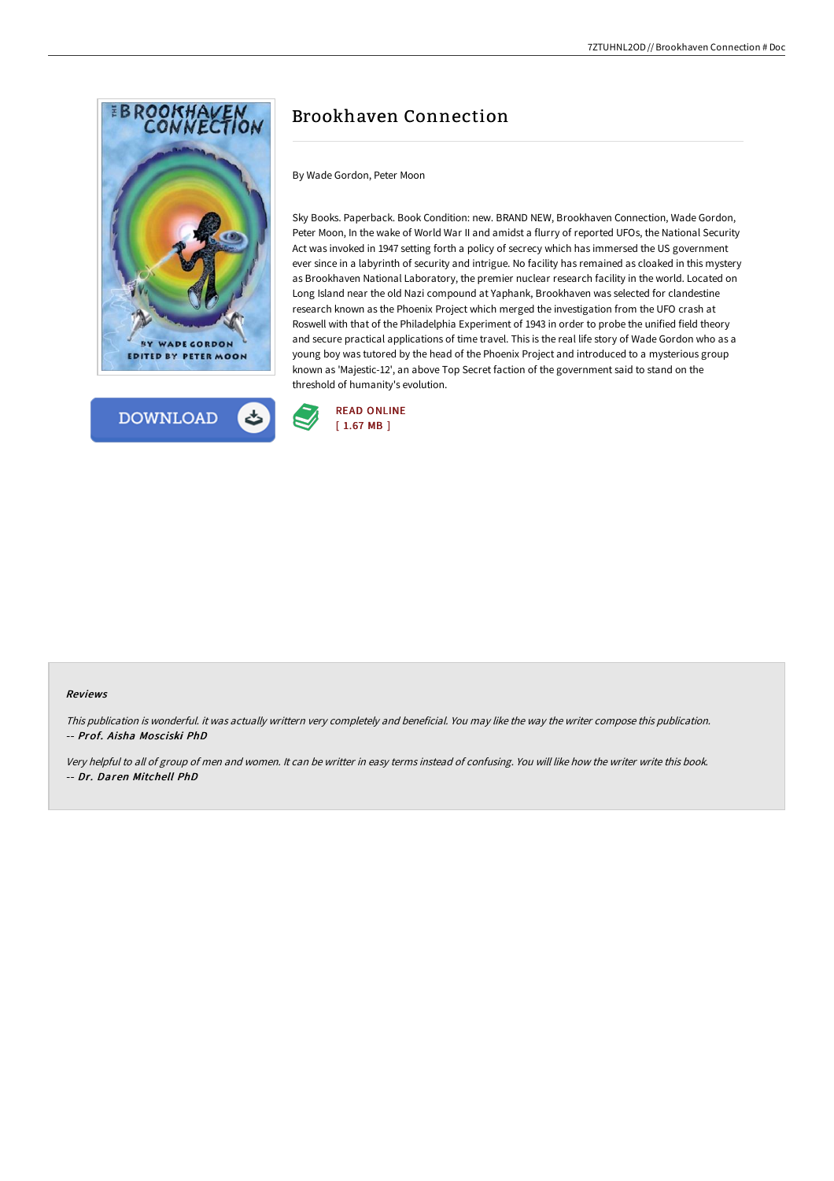# Brookhaven Connection

By Wade Gordon, Peter Moon

Sky Books. Paperback. Book Condition: new. BRAND NEW, Brookhaven Connection, Wade Gordon, Peter Moon, In the wake of World War II and amidst a flurry of reported UFOs, the National Security Act was invoked in 1947 setting forth a policy of secrecy which has immersed the US government ever since in a labyrinth of security and intrigue. No facility has remained as cloaked in this mystery as Brookhaven National Laboratory, the premier nuclear research facility in the world. Located on Long Island near the old Nazi compound at Yaphank, Brookhaven was selected for clandestine research known as the Phoenix Project which merged the investigation from the UFO crash at Roswell with that of the Philadelphia Experiment of 1943 in order to probe the unified field theory and secure practical applications of time travel. This is the real life story of Wade Gordon who as a young boy was tutored by the head of the Phoenix Project and introduced to a mysterious group known as 'Majestic-12', an above Top Secret faction of the government said to stand on the threshold of humanity's evolution.

DOWNLOAD

READ ONLINE
[ 1.67 MB ]

### Reviews

*This publication is wonderful. it was actually writtern very completely and beneficial. You may like the way the writer compose this publication.*
*-- **Prof. Aisha Mosciski PhD***

*Very helpful to all of group of men and women. It can be writter in easy terms instead of confusing. You will like how the writer write this book.*
*-- **Dr. Daren Mitchell PhD***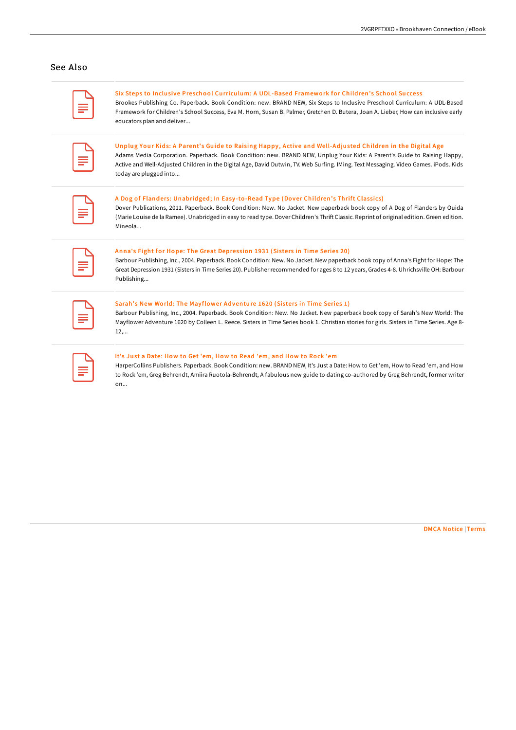## See Also

**Six Steps to Inclusive Preschool Curriculum: A UDL-Based Framework for Children's School Success**

Brookes Publishing Co. Paperback. Book Condition: new. BRAND NEW, Six Steps to Inclusive Preschool Curriculum: A UDL-Based Framework for Children's School Success, Eva M. Horn, Susan B. Palmer, Gretchen D. Butera, Joan A. Lieber, How can inclusive early educators plan and deliver...

**Unplug Your Kids: A Parent's Guide to Raising Happy, Active and Well-Adjusted Children in the Digital Age**

Adams Media Corporation. Paperback. Book Condition: new. BRAND NEW, Unplug Your Kids: A Parent's Guide to Raising Happy, Active and Well-Adjusted Children in the Digital Age, David Dutwin, TV. Web Surfing. IMing. Text Messaging. Video Games. iPods. Kids today are plugged into...

**A Dog of Flanders: Unabridged; In Easy-to-Read Type (Dover Children's Thrift Classics)**

Dover Publications, 2011. Paperback. Book Condition: New. No Jacket. New paperback book copy of A Dog of Flanders by Ouida (Marie Louise de la Ramee). Unabridged in easy to read type. Dover Children's Thrift Classic. Reprint of original edition. Green edition. Mineola...

**Anna's Fight for Hope: The Great Depression 1931 (Sisters in Time Series 20)**

Barbour Publishing, Inc., 2004. Paperback. Book Condition: New. No Jacket. New paperback book copy of Anna's Fight for Hope: The Great Depression 1931 (Sisters in Time Series 20). Publisher recommended for ages 8 to 12 years, Grades 4-8. Uhrichsville OH: Barbour Publishing...

**Sarah's New World: The Mayflower Adventure 1620 (Sisters in Time Series 1)**

Barbour Publishing, Inc., 2004. Paperback. Book Condition: New. No Jacket. New paperback book copy of Sarah's New World: The Mayflower Adventure 1620 by Colleen L. Reece. Sisters in Time Series book 1. Christian stories for girls. Sisters in Time Series. Age 8-12,...

**It's Just a Date: How to Get 'em, How to Read 'em, and How to Rock 'em**

HarperCollins Publishers. Paperback. Book Condition: new. BRAND NEW, It's Just a Date: How to Get 'em, How to Read 'em, and How to Rock 'em, Greg Behrendt, Amiira Ruotola-Behrendt, A fabulous new guide to dating co-authored by Greg Behrendt, former writer on...